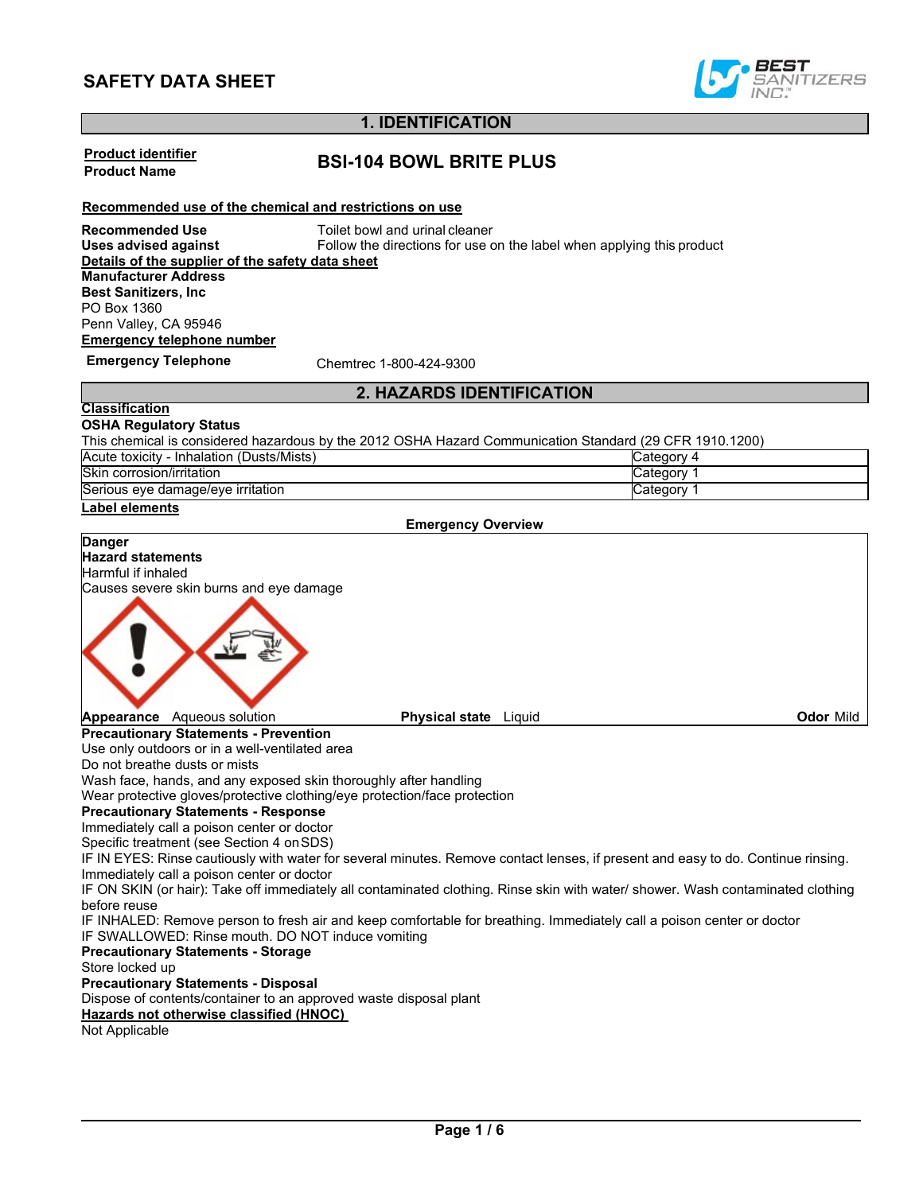# SAFETY DATA SHEET

## 1. IDENTIFICATION

**Product identifier**

**Product Name** **BSI-104 BOWL BRITE PLUS**

**Recommended use of the chemical and restrictions on use**

**Recommended Use** Toilet bowl and urinal cleaner
**Uses advised against** Follow the directions for use on the label when applying this product

**Details of the supplier of the safety data sheet**

**Manufacturer Address**
**Best Sanitizers, Inc**
PO Box 1360
Penn Valley, CA 95946

**Emergency telephone number**

**Emergency Telephone** Chemtrec 1-800-424-9300

## 2. HAZARDS IDENTIFICATION

**Classification**

**OSHA Regulatory Status**
This chemical is considered hazardous by the 2012 OSHA Hazard Communication Standard (29 CFR 1910.1200)

| | |
|---|---|
| Acute toxicity - Inhalation (Dusts/Mists) | Category 4 |
| Skin corrosion/irritation | Category 1 |
| Serious eye damage/eye irritation | Category 1 |

**Label elements**

**Emergency Overview**

**Danger**
**Hazard statements**
Harmful if inhaled
Causes severe skin burns and eye damage

**Appearance** Aqueous solution **Physical state** Liquid **Odor** Mild

**Precautionary Statements - Prevention**
Use only outdoors or in a well-ventilated area
Do not breathe dusts or mists
Wash face, hands, and any exposed skin thoroughly after handling
Wear protective gloves/protective clothing/eye protection/face protection

**Precautionary Statements - Response**
Immediately call a poison center or doctor
Specific treatment (see Section 4 on SDS)
IF IN EYES: Rinse cautiously with water for several minutes. Remove contact lenses, if present and easy to do. Continue rinsing. Immediately call a poison center or doctor
IF ON SKIN (or hair): Take off immediately all contaminated clothing. Rinse skin with water/ shower. Wash contaminated clothing before reuse
IF INHALED: Remove person to fresh air and keep comfortable for breathing. Immediately call a poison center or doctor
IF SWALLOWED: Rinse mouth. DO NOT induce vomiting

**Precautionary Statements - Storage**
Store locked up

**Precautionary Statements - Disposal**
Dispose of contents/container to an approved waste disposal plant

**Hazards not otherwise classified (HNOC)**
Not Applicable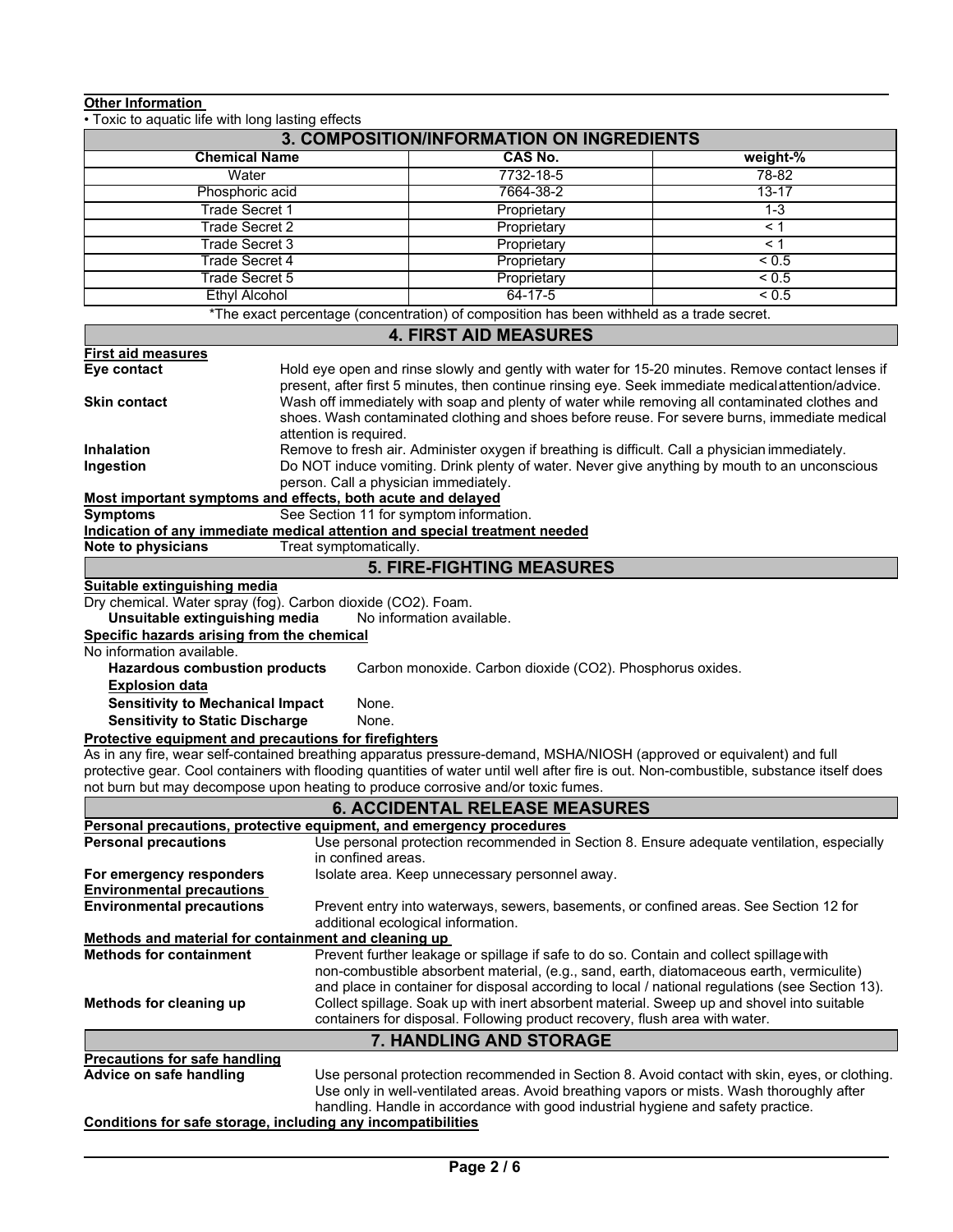**Other Information**

- Toxic to aquatic life with long lasting effects

## 3. COMPOSITION/INFORMATION ON INGREDIENTS

| Chemical Name | CAS No. | weight-% |
|---|---|---|
| Water | 7732-18-5 | 78-82 |
| Phosphoric acid | 7664-38-2 | 13-17 |
| Trade Secret 1 | Proprietary | 1-3 |
| Trade Secret 2 | Proprietary | < 1 |
| Trade Secret 3 | Proprietary | < 1 |
| Trade Secret 4 | Proprietary | < 0.5 |
| Trade Secret 5 | Proprietary | < 0.5 |
| Ethyl Alcohol | 64-17-5 | < 0.5 |

*The exact percentage (concentration) of composition has been withheld as a trade secret.

## 4. FIRST AID MEASURES

**First aid measures**

**Eye contact** Hold eye open and rinse slowly and gently with water for 15-20 minutes. Remove contact lenses if present, after first 5 minutes, then continue rinsing eye. Seek immediate medical attention/advice.

**Skin contact** Wash off immediately with soap and plenty of water while removing all contaminated clothes and shoes. Wash contaminated clothing and shoes before reuse. For severe burns, immediate medical attention is required.

**Inhalation** Remove to fresh air. Administer oxygen if breathing is difficult. Call a physician immediately.

**Ingestion** Do NOT induce vomiting. Drink plenty of water. Never give anything by mouth to an unconscious person. Call a physician immediately.

**Most important symptoms and effects, both acute and delayed**

**Symptoms** See Section 11 for symptom information.

**Indication of any immediate medical attention and special treatment needed**

**Note to physicians** Treat symptomatically.

## 5. FIRE-FIGHTING MEASURES

**Suitable extinguishing media**

Dry chemical. Water spray (fog). Carbon dioxide (CO2). Foam.

**Unsuitable extinguishing media** No information available.

**Specific hazards arising from the chemical**

No information available.

**Hazardous combustion products** Carbon monoxide. Carbon dioxide (CO2). Phosphorus oxides.

**Explosion data**

**Sensitivity to Mechanical Impact** None.

**Sensitivity to Static Discharge** None.

**Protective equipment and precautions for firefighters**

As in any fire, wear self-contained breathing apparatus pressure-demand, MSHA/NIOSH (approved or equivalent) and full protective gear. Cool containers with flooding quantities of water until well after fire is out. Non-combustible, substance itself does not burn but may decompose upon heating to produce corrosive and/or toxic fumes.

## 6. ACCIDENTAL RELEASE MEASURES

**Personal precautions, protective equipment, and emergency procedures**

**Personal precautions** Use personal protection recommended in Section 8. Ensure adequate ventilation, especially in confined areas.

**For emergency responders** Isolate area. Keep unnecessary personnel away.

**Environmental precautions**

**Environmental precautions** Prevent entry into waterways, sewers, basements, or confined areas. See Section 12 for additional ecological information.

**Methods and material for containment and cleaning up**

**Methods for containment** Prevent further leakage or spillage if safe to do so. Contain and collect spillage with non-combustible absorbent material, (e.g., sand, earth, diatomaceous earth, vermiculite) and place in container for disposal according to local / national regulations (see Section 13).

**Methods for cleaning up** Collect spillage. Soak up with inert absorbent material. Sweep up and shovel into suitable containers for disposal. Following product recovery, flush area with water.

## 7. HANDLING AND STORAGE

**Precautions for safe handling**

**Advice on safe handling** Use personal protection recommended in Section 8. Avoid contact with skin, eyes, or clothing. Use only in well-ventilated areas. Avoid breathing vapors or mists. Wash thoroughly after handling. Handle in accordance with good industrial hygiene and safety practice.

**Conditions for safe storage, including any incompatibilities**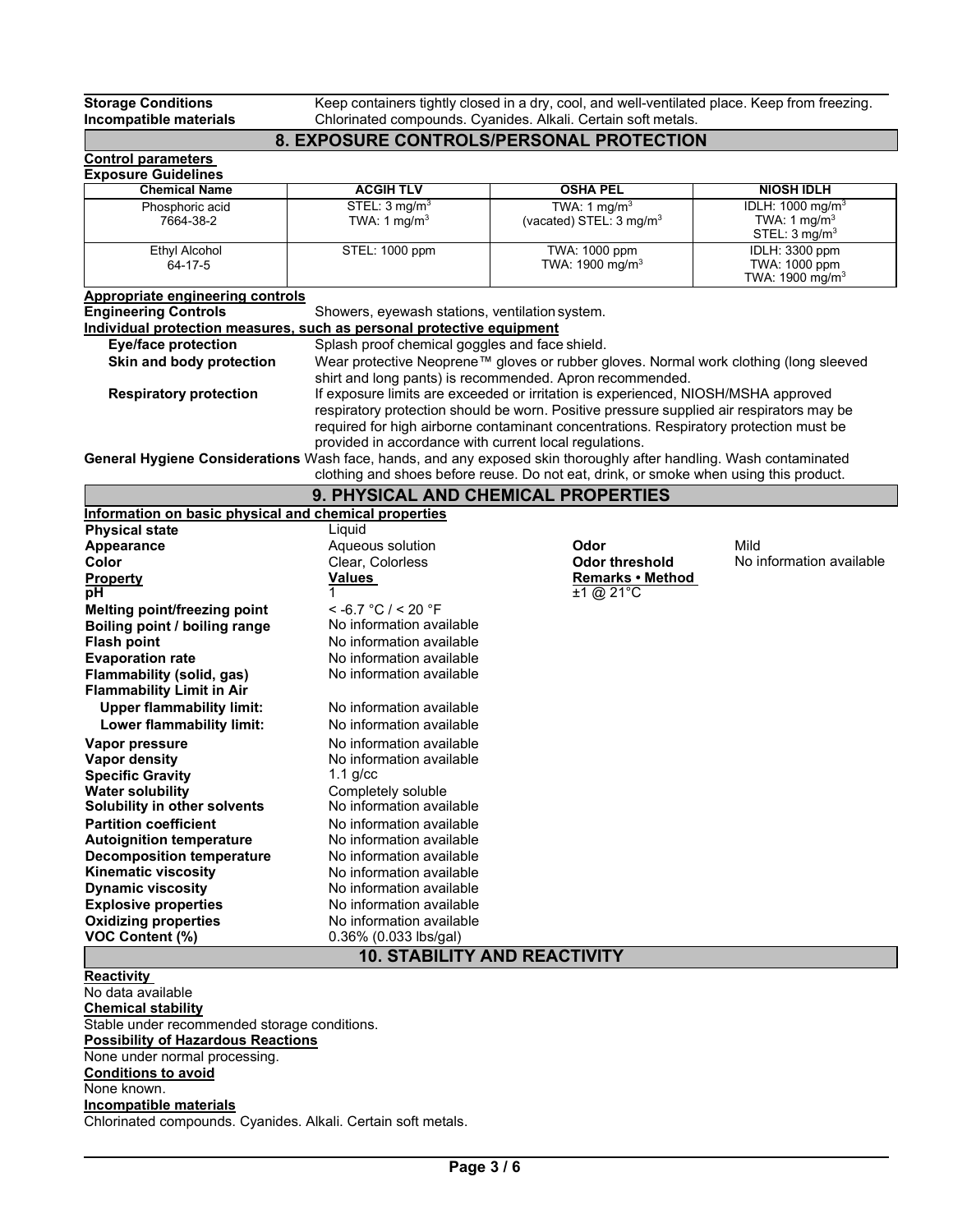| | |
|---|---|
| **Storage Conditions** | Keep containers tightly closed in a dry, cool, and well-ventilated place. Keep from freezing. |
| **Incompatible materials** | Chlorinated compounds. Cyanides. Alkali. Certain soft metals. |

## 8. EXPOSURE CONTROLS/PERSONAL PROTECTION

**Control parameters**

**Exposure Guidelines**

| Chemical Name | ACGIH TLV | OSHA PEL | NIOSH IDLH |
|---|---|---|---|
| Phosphoric acid 7664-38-2 | STEL: 3 $mg/m^3$ TWA: 1 $mg/m^3$ | TWA: 1 $mg/m^3$ (vacated) STEL: 3 $mg/m^3$ | IDLH: 1000 $mg/m^3$ TWA: 1 $mg/m^3$ STEL: 3 $mg/m^3$ |
| Ethyl Alcohol 64-17-5 | STEL: 1000 ppm | TWA: 1000 ppm TWA: 1900 $mg/m^3$ | IDLH: 3300 ppm TWA: 1000 ppm TWA: 1900 $mg/m^3$ |

**Appropriate engineering controls**

**Engineering Controls** Showers, eyewash stations, ventilation system.

**Individual protection measures, such as personal protective equipment**

**Eye/face protection** Splash proof chemical goggles and face shield.

**Skin and body protection** Wear protective Neoprene™ gloves or rubber gloves. Normal work clothing (long sleeved shirt and long pants) is recommended. Apron recommended.

**Respiratory protection** If exposure limits are exceeded or irritation is experienced, NIOSH/MSHA approved respiratory protection should be worn. Positive pressure supplied air respirators may be required for high airborne contaminant concentrations. Respiratory protection must be provided in accordance with current local regulations.

**General Hygiene Considerations** Wash face, hands, and any exposed skin thoroughly after handling. Wash contaminated clothing and shoes before reuse. Do not eat, drink, or smoke when using this product.

## 9. PHYSICAL AND CHEMICAL PROPERTIES

**Information on basic physical and chemical properties**

| | | | |
|---|---|---|---|
| **Physical state** | Liquid | | |
| **Appearance** | Aqueous solution | **Odor** | Mild |
| **Color** | Clear, Colorless | **Odor threshold** | No information available |
| **Property** | **Values** | **Remarks • Method** | |
| **pH** | 1 | ±1 @ 21°C | |
| **Melting point/freezing point** | < -6.7 °C / < 20 °F | | |
| **Boiling point / boiling range** | No information available | | |
| **Flash point** | No information available | | |
| **Evaporation rate** | No information available | | |
| **Flammability (solid, gas)** | No information available | | |
| **Flammability Limit in Air** | | | |
| **Upper flammability limit:** | No information available | | |
| **Lower flammability limit:** | No information available | | |
| **Vapor pressure** | No information available | | |
| **Vapor density** | No information available | | |
| **Specific Gravity** | 1.1 g/cc | | |
| **Water solubility** | Completely soluble | | |
| **Solubility in other solvents** | No information available | | |
| **Partition coefficient** | No information available | | |
| **Autoignition temperature** | No information available | | |
| **Decomposition temperature** | No information available | | |
| **Kinematic viscosity** | No information available | | |
| **Dynamic viscosity** | No information available | | |
| **Explosive properties** | No information available | | |
| **Oxidizing properties** | No information available | | |
| **VOC Content (%)** | 0.36% (0.033 lbs/gal) | | |

## 10. STABILITY AND REACTIVITY

**Reactivity**

No data available

**Chemical stability**

Stable under recommended storage conditions.

**Possibility of Hazardous Reactions**

None under normal processing.

**Conditions to avoid**

None known.

**Incompatible materials**

Chlorinated compounds. Cyanides. Alkali. Certain soft metals.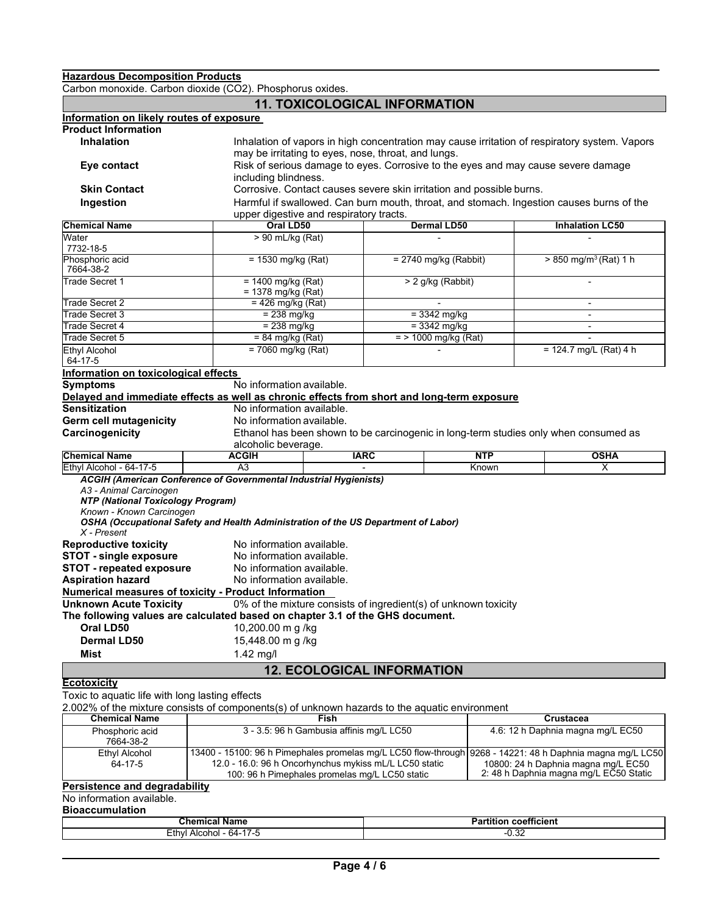**Hazardous Decomposition Products**

Carbon monoxide. Carbon dioxide ($CO_2$). Phosphorus oxides.

## 11. TOXICOLOGICAL INFORMATION

**Information on likely routes of exposure**

**Product Information**

**Inhalation** Inhalation of vapors in high concentration may cause irritation of respiratory system. Vapors may be irritating to eyes, nose, throat, and lungs.

**Eye contact** Risk of serious damage to eyes. Corrosive to the eyes and may cause severe damage including blindness.

**Skin Contact** Corrosive. Contact causes severe skin irritation and possible burns.

**Ingestion** Harmful if swallowed. Can burn mouth, throat, and stomach. Ingestion causes burns of the upper digestive and respiratory tracts.

| Chemical Name | Oral LD50 | Dermal LD50 | Inhalation LC50 |
|---|---|---|---|
| Water 7732-18-5 | > 90 mL/kg (Rat) | - | - |
| Phosphoric acid 7664-38-2 | = 1530 mg/kg (Rat) | = 2740 mg/kg (Rabbit) | > 850 mg/m$^3$ (Rat) 1 h |
| Trade Secret 1 | = 1400 mg/kg (Rat) = 1378 mg/kg (Rat) | > 2 g/kg (Rabbit) | - |
| Trade Secret 2 | = 426 mg/kg (Rat) | - | - |
| Trade Secret 3 | = 238 mg/kg | = 3342 mg/kg | - |
| Trade Secret 4 | = 238 mg/kg | = 3342 mg/kg | - |
| Trade Secret 5 | = 84 mg/kg (Rat) | = > 1000 mg/kg (Rat) | - |
| Ethyl Alcohol 64-17-5 | = 7060 mg/kg (Rat) | - | = 124.7 mg/L (Rat) 4 h |

**Information on toxicological effects**

**Symptoms** No information available.

**Delayed and immediate effects as well as chronic effects from short and long-term exposure**

**Sensitization** No information available.

**Germ cell mutagenicity** No information available.

**Carcinogenicity** Ethanol has been shown to be carcinogenic in long-term studies only when consumed as alcoholic beverage.

| Chemical Name | ACGIH | IARC | NTP | OSHA |
|---|---|---|---|---|
| Ethyl Alcohol - 64-17-5 | A3 | - | Known | X |

***ACGIH (American Conference of Governmental Industrial Hygienists)***
*A3 - Animal Carcinogen*
***NTP (National Toxicology Program)***
*Known - Known Carcinogen*
***OSHA (Occupational Safety and Health Administration of the US Department of Labor)***
*X - Present*

**Reproductive toxicity** No information available.

**STOT - single exposure** No information available.

**STOT - repeated exposure** No information available.

**Aspiration hazard** No information available.

**Numerical measures of toxicity - Product Information**

**Unknown Acute Toxicity** 0% of the mixture consists of ingredient(s) of unknown toxicity

**The following values are calculated based on chapter 3.1 of the GHS document.**

**Oral LD50** 10,200.00 m g /kg

**Dermal LD50** 15,448.00 m g /kg

**Mist** 1.42 mg/l

## 12. ECOLOGICAL INFORMATION

**Ecotoxicity**

Toxic to aquatic life with long lasting effects

2.002% of the mixture consists of components(s) of unknown hazards to the aquatic environment

| Chemical Name | Fish | Crustacea |
|---|---|---|
| Phosphoric acid 7664-38-2 | 3 - 3.5: 96 h Gambusia affinis mg/L LC50 | 4.6: 12 h Daphnia magna mg/L EC50 |
| Ethyl Alcohol 64-17-5 | 13400 - 15100: 96 h Pimephales promelas mg/L LC50 flow-through 12.0 - 16.0: 96 h Oncorhynchus mykiss mL/L LC50 static 100: 96 h Pimephales promelas mg/L LC50 static | 9268 - 14221: 48 h Daphnia magna mg/L LC50 10800: 24 h Daphnia magna mg/L EC50 2: 48 h Daphnia magna mg/L EC50 Static |

**Persistence and degradability**

No information available.

**Bioaccumulation**

| Chemical Name | Partition coefficient |
|---|---|
| Ethyl Alcohol - 64-17-5 | -0.32 |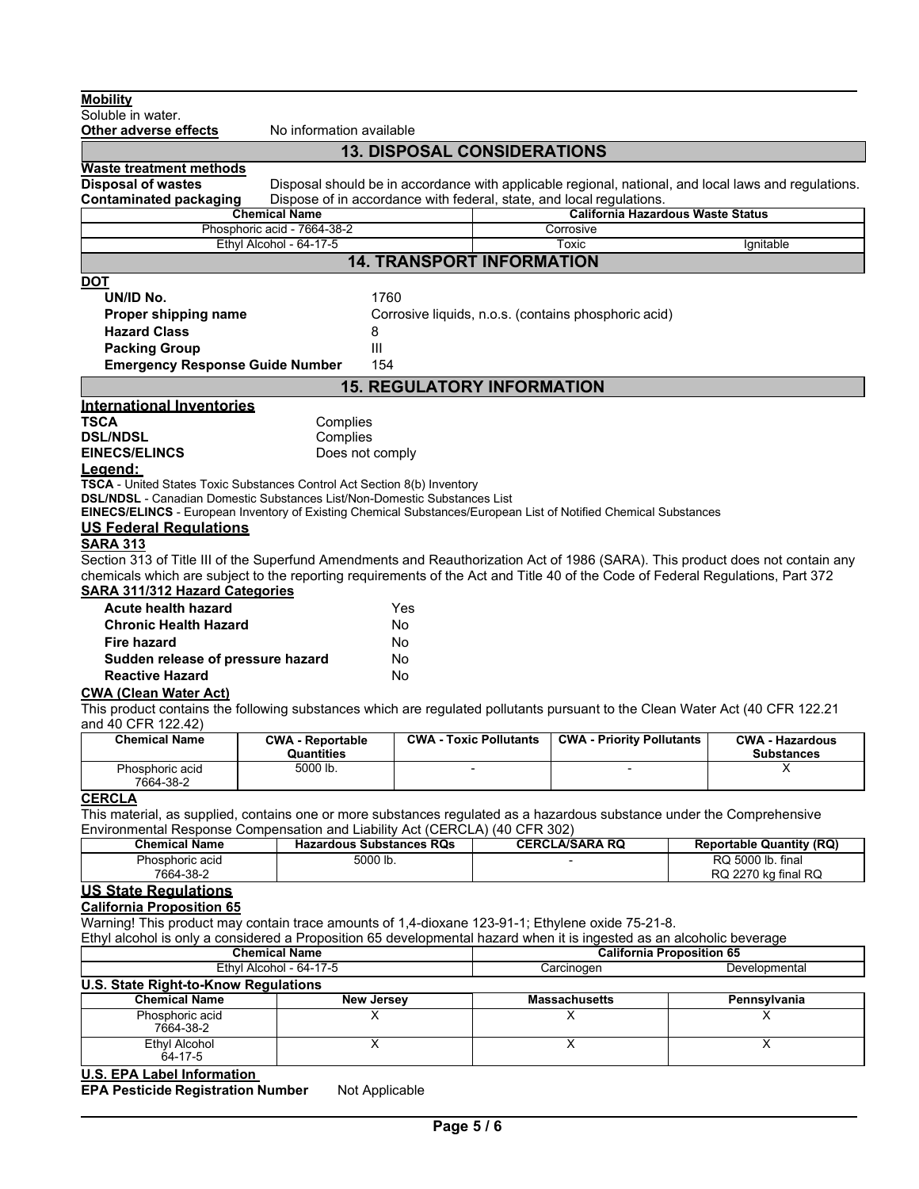**Mobility**

Soluble in water.

**Other adverse effects** No information available

## 13. DISPOSAL CONSIDERATIONS

**Waste treatment methods**

**Disposal of wastes** Disposal should be in accordance with applicable regional, national, and local laws and regulations.

**Contaminated packaging** Dispose of in accordance with federal, state, and local regulations.

| Chemical Name | California Hazardous Waste Status | |
|---|---|---|
| Phosphoric acid - 7664-38-2 | Corrosive | |
| Ethyl Alcohol - 64-17-5 | Toxic | Ignitable |

## 14. TRANSPORT INFORMATION

**DOT**

**UN/ID No.** 1760

**Proper shipping name** Corrosive liquids, n.o.s. (contains phosphoric acid)

**Hazard Class** 8

**Packing Group** III

**Emergency Response Guide Number** 154

## 15. REGULATORY INFORMATION

**International Inventories**

**TSCA** Complies

**DSL/NDSL** Complies

**EINECS/ELINCS** Does not comply

**Legend:**

**TSCA** - United States Toxic Substances Control Act Section 8(b) Inventory

**DSL/NDSL** - Canadian Domestic Substances List/Non-Domestic Substances List

**EINECS/ELINCS** - European Inventory of Existing Chemical Substances/European List of Notified Chemical Substances

**US Federal Regulations**

**SARA 313**

Section 313 of Title III of the Superfund Amendments and Reauthorization Act of 1986 (SARA). This product does not contain any chemicals which are subject to the reporting requirements of the Act and Title 40 of the Code of Federal Regulations, Part 372

**SARA 311/312 Hazard Categories**

**Acute health hazard** Yes

**Chronic Health Hazard** No

**Fire hazard** No

**Sudden release of pressure hazard** No

**Reactive Hazard** No

**CWA (Clean Water Act)**

This product contains the following substances which are regulated pollutants pursuant to the Clean Water Act (40 CFR 122.21 and 40 CFR 122.42)

| Chemical Name | CWA - Reportable Quantities | CWA - Toxic Pollutants | CWA - Priority Pollutants | CWA - Hazardous Substances |
|---|---|---|---|---|
| Phosphoric acid 7664-38-2 | 5000 lb. | - | - | X |

**CERCLA**

This material, as supplied, contains one or more substances regulated as a hazardous substance under the Comprehensive Environmental Response Compensation and Liability Act (CERCLA) (40 CFR 302)

| Chemical Name | Hazardous Substances RQs | CERCLA/SARA RQ | Reportable Quantity (RQ) |
|---|---|---|---|
| Phosphoric acid 7664-38-2 | 5000 lb. | - | RQ 5000 lb. final RQ 2270 kg final RQ |

**US State Regulations**

**California Proposition 65**

Warning! This product may contain trace amounts of 1,4-dioxane 123-91-1; Ethylene oxide 75-21-8.

Ethyl alcohol is only a considered a Proposition 65 developmental hazard when it is ingested as an alcoholic beverage

| Chemical Name | California Proposition 65 | |
|---|---|---|
| Ethyl Alcohol - 64-17-5 | Carcinogen | Developmental |

**U.S. State Right-to-Know Regulations**

| Chemical Name | New Jersey | Massachusetts | Pennsylvania |
|---|---|---|---|
| Phosphoric acid 7664-38-2 | X | X | X |
| Ethyl Alcohol 64-17-5 | X | X | X |

**U.S. EPA Label Information**

**EPA Pesticide Registration Number** Not Applicable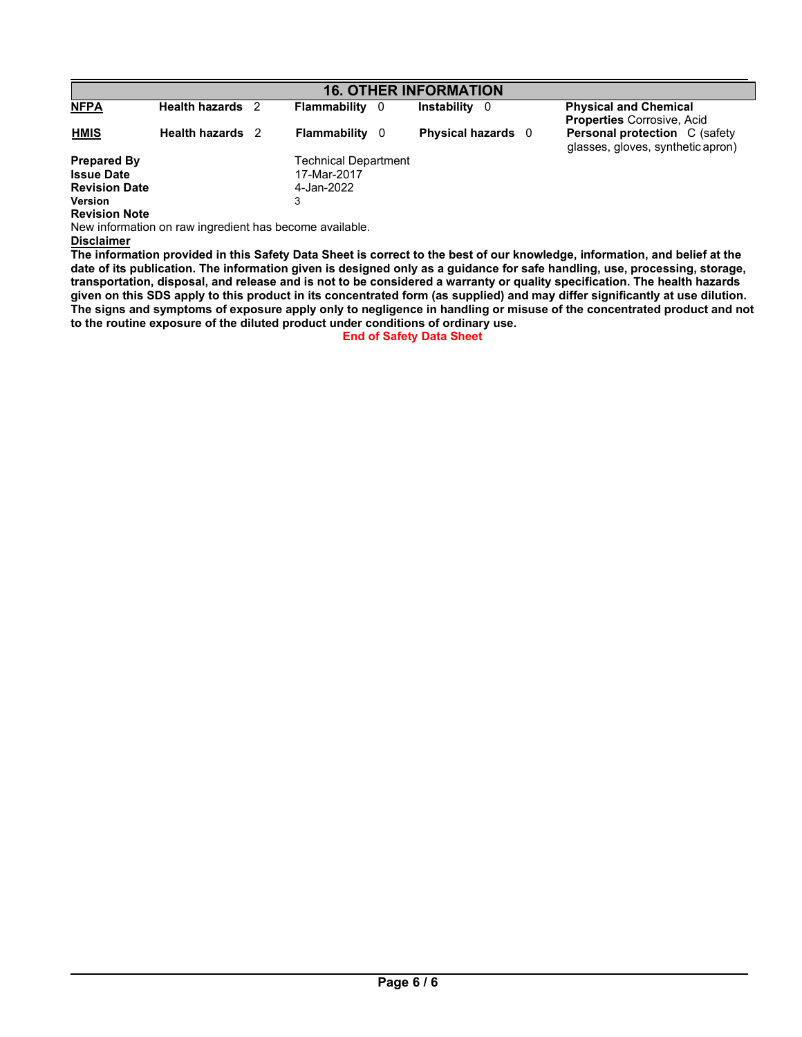## 16. OTHER INFORMATION

| | | | | |
|---|---|---|---|---|
| **NFPA** | **Health hazards** 2 | **Flammability** 0 | **Instability** 0 | **Physical and Chemical Properties** Corrosive, Acid |
| **HMIS** | **Health hazards** 2 | **Flammability** 0 | **Physical hazards** 0 | **Personal protection** C (safety glasses, gloves, synthetic apron) |

| | |
|---|---|
| **Prepared By** | Technical Department |
| **Issue Date** | 17-Mar-2017 |
| **Revision Date** | 4-Jan-2022 |
| **Version** | 3 |

**Revision Note**

New information on raw ingredient has become available.

**Disclaimer**

**The information provided in this Safety Data Sheet is correct to the best of our knowledge, information, and belief at the date of its publication. The information given is designed only as a guidance for safe handling, use, processing, storage, transportation, disposal, and release and is not to be considered a warranty or quality specification. The health hazards given on this SDS apply to this product in its concentrated form (as supplied) and may differ significantly at use dilution. The signs and symptoms of exposure apply only to negligence in handling or misuse of the concentrated product and not to the routine exposure of the diluted product under conditions of ordinary use.**

**End of Safety Data Sheet**